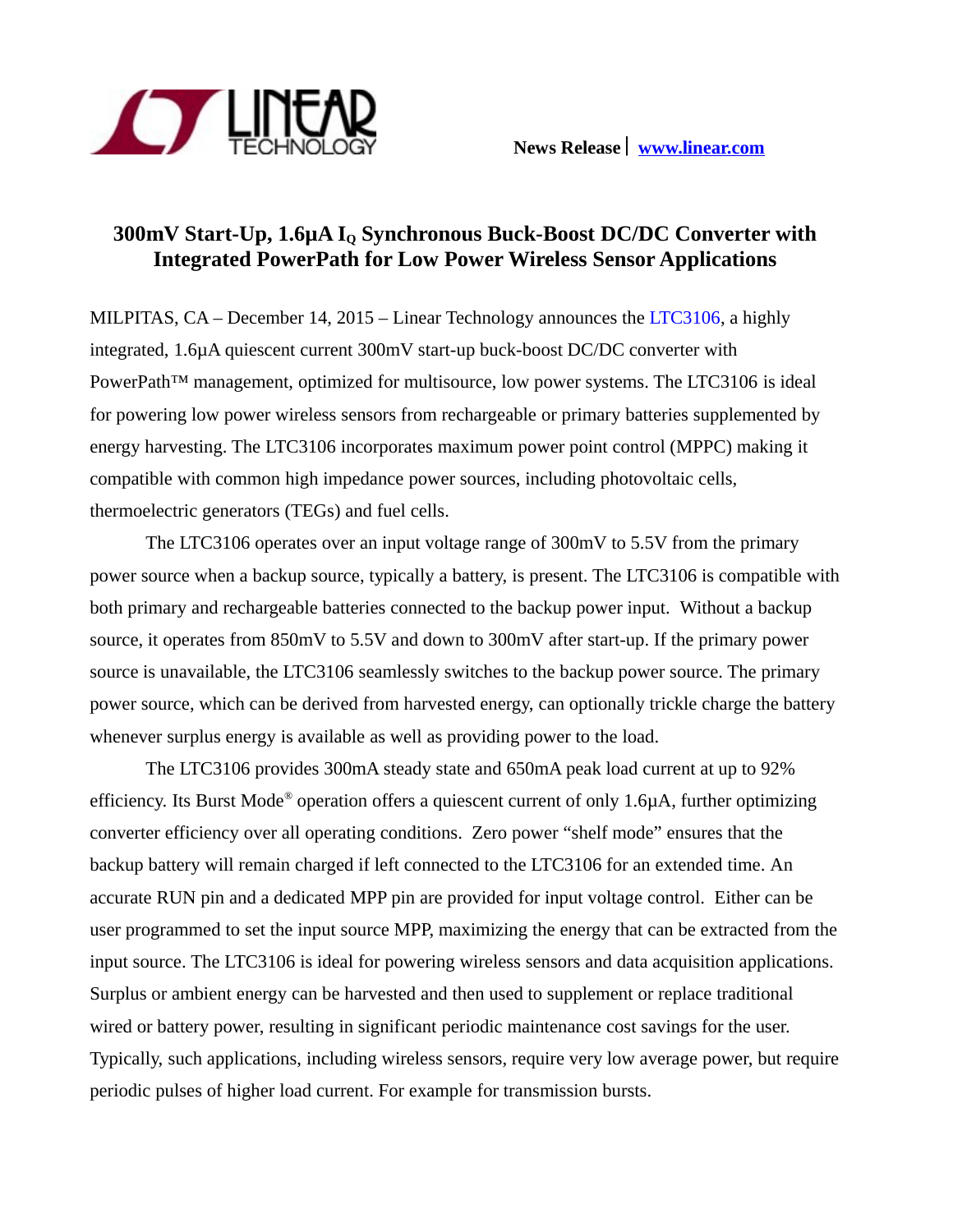News Release | www.linear.com

# 300mV Start-Up, 1.6µA $I_Q$ Synchronous Buck-Boost DC/DC Converter with Integrated PowerPath for Low Power Wireless Sensor Applications

MILPITAS, CA – December 14, 2015 – Linear Technology announces the LTC3106, a highly integrated, 1.6µA quiescent current 300mV start-up buck-boost DC/DC converter with PowerPath™ management, optimized for multisource, low power systems. The LTC3106 is ideal for powering low power wireless sensors from rechargeable or primary batteries supplemented by energy harvesting. The LTC3106 incorporates maximum power point control (MPPC) making it compatible with common high impedance power sources, including photovoltaic cells, thermoelectric generators (TEGs) and fuel cells.

The LTC3106 operates over an input voltage range of 300mV to 5.5V from the primary power source when a backup source, typically a battery, is present. The LTC3106 is compatible with both primary and rechargeable batteries connected to the backup power input. Without a backup source, it operates from 850mV to 5.5V and down to 300mV after start-up. If the primary power source is unavailable, the LTC3106 seamlessly switches to the backup power source. The primary power source, which can be derived from harvested energy, can optionally trickle charge the battery whenever surplus energy is available as well as providing power to the load.

The LTC3106 provides 300mA steady state and 650mA peak load current at up to 92% efficiency. Its Burst Mode® operation offers a quiescent current of only 1.6µA, further optimizing converter efficiency over all operating conditions. Zero power "shelf mode" ensures that the backup battery will remain charged if left connected to the LTC3106 for an extended time. An accurate RUN pin and a dedicated MPP pin are provided for input voltage control. Either can be user programmed to set the input source MPP, maximizing the energy that can be extracted from the input source. The LTC3106 is ideal for powering wireless sensors and data acquisition applications. Surplus or ambient energy can be harvested and then used to supplement or replace traditional wired or battery power, resulting in significant periodic maintenance cost savings for the user. Typically, such applications, including wireless sensors, require very low average power, but require periodic pulses of higher load current. For example for transmission bursts.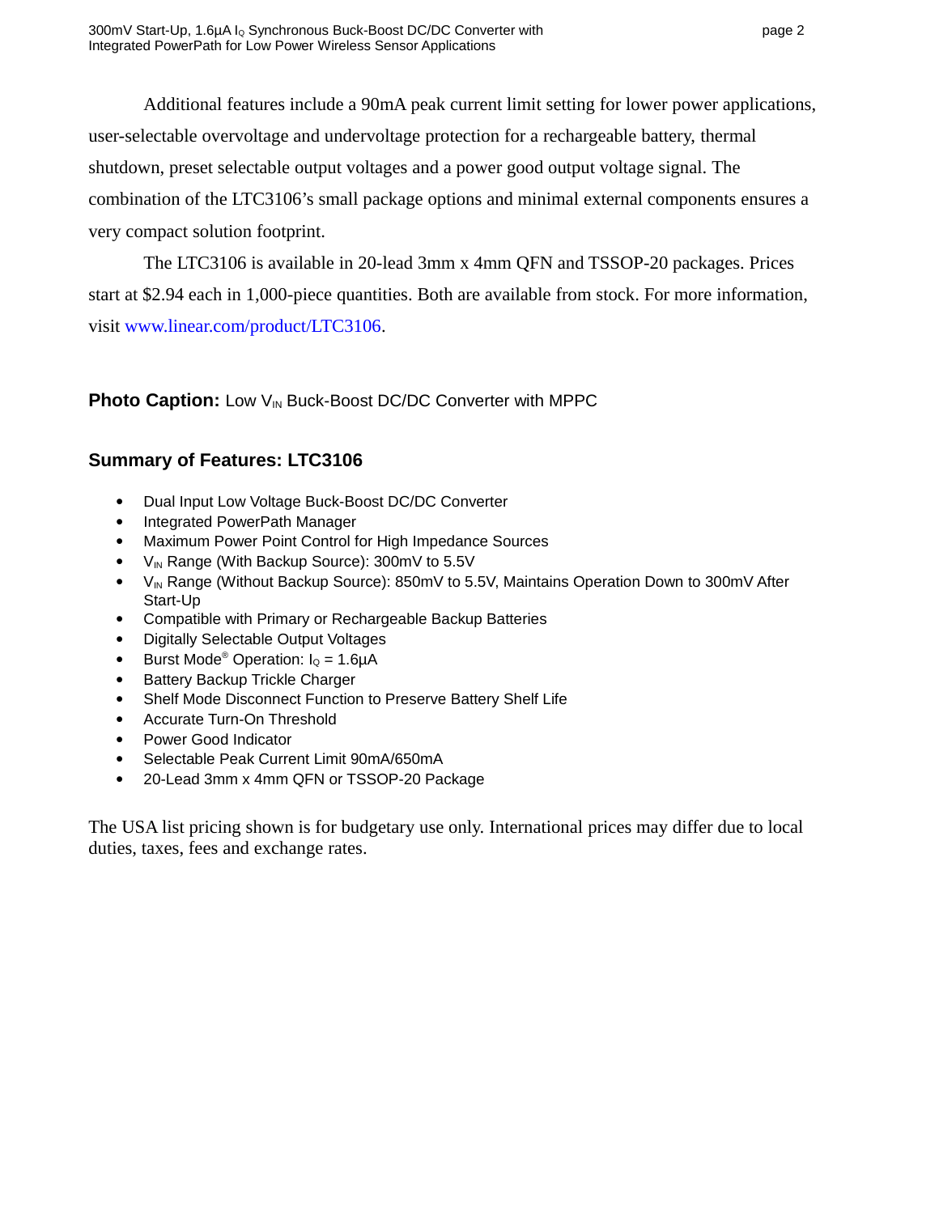Additional features include a 90mA peak current limit setting for lower power applications, user-selectable overvoltage and undervoltage protection for a rechargeable battery, thermal shutdown, preset selectable output voltages and a power good output voltage signal. The combination of the LTC3106's small package options and minimal external components ensures a very compact solution footprint.

The LTC3106 is available in 20-lead 3mm x 4mm QFN and TSSOP-20 packages. Prices start at $2.94 each in 1,000-piece quantities. Both are available from stock. For more information, visit www.linear.com/product/LTC3106.

**Photo Caption:** Low $V_{IN}$ Buck-Boost DC/DC Converter with MPPC

## Summary of Features: LTC3106

- Dual Input Low Voltage Buck-Boost DC/DC Converter
- Integrated PowerPath Manager
- Maximum Power Point Control for High Impedance Sources
- $V_{IN}$ Range (With Backup Source): 300mV to 5.5V
- $V_{IN}$ Range (Without Backup Source): 850mV to 5.5V, Maintains Operation Down to 300mV After Start-Up
- Compatible with Primary or Rechargeable Backup Batteries
- Digitally Selectable Output Voltages
- Burst Mode® Operation: $I_Q$ = 1.6µA
- Battery Backup Trickle Charger
- Shelf Mode Disconnect Function to Preserve Battery Shelf Life
- Accurate Turn-On Threshold
- Power Good Indicator
- Selectable Peak Current Limit 90mA/650mA
- 20-Lead 3mm x 4mm QFN or TSSOP-20 Package

The USA list pricing shown is for budgetary use only. International prices may differ due to local duties, taxes, fees and exchange rates.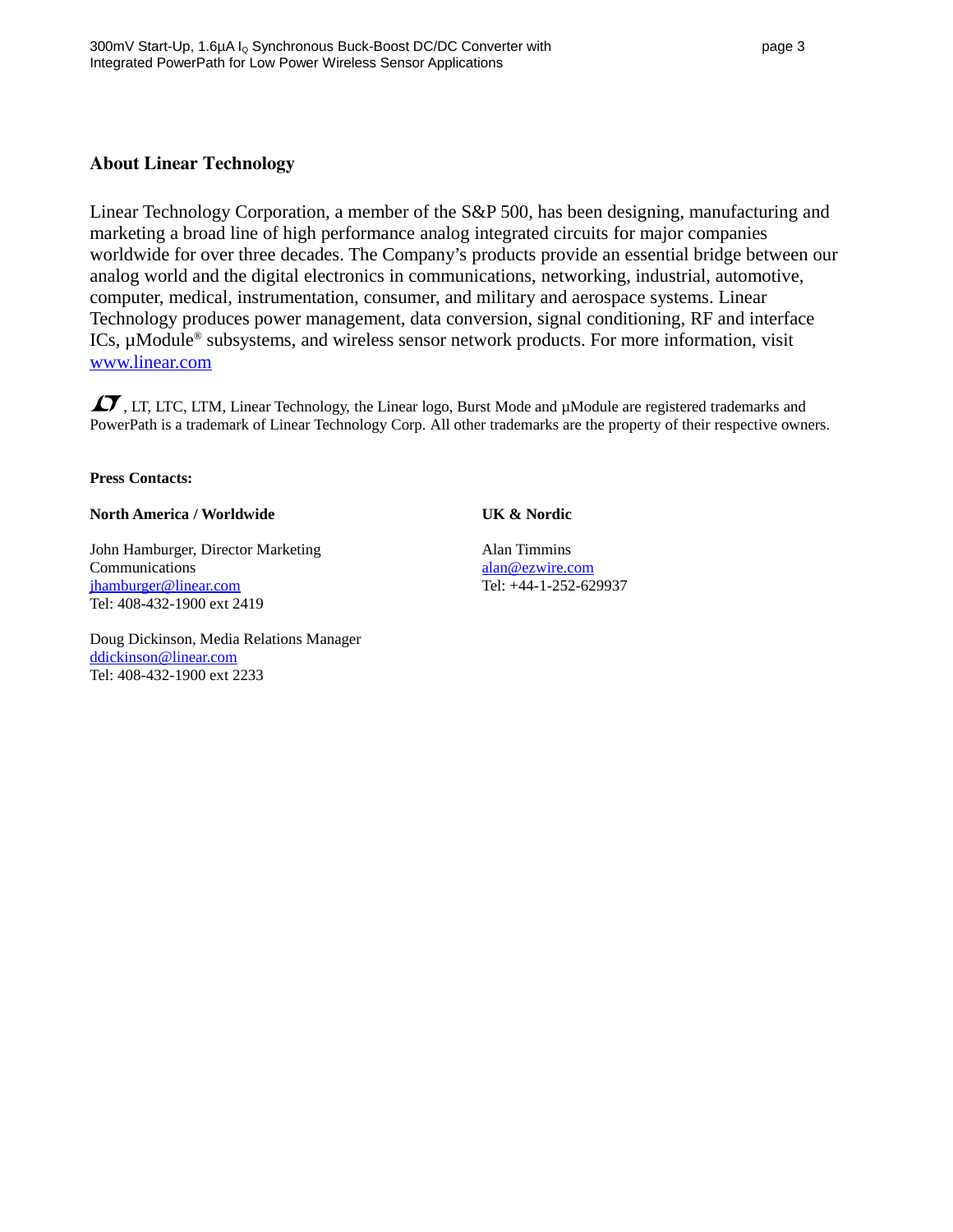## About Linear Technology

Linear Technology Corporation, a member of the S&P 500, has been designing, manufacturing and marketing a broad line of high performance analog integrated circuits for major companies worldwide for over three decades. The Company's products provide an essential bridge between our analog world and the digital electronics in communications, networking, industrial, automotive, computer, medical, instrumentation, consumer, and military and aerospace systems. Linear Technology produces power management, data conversion, signal conditioning, RF and interface ICs, µModule® subsystems, and wireless sensor network products. For more information, visit www.linear.com

LT, LT, LTC, LTM, Linear Technology, the Linear logo, Burst Mode and µModule are registered trademarks and PowerPath is a trademark of Linear Technology Corp. All other trademarks are the property of their respective owners.

**Press Contacts:**

**North America / Worldwide**

John Hamburger, Director Marketing Communications
jhamburger@linear.com
Tel: 408-432-1900 ext 2419

Doug Dickinson, Media Relations Manager
ddickinson@linear.com
Tel: 408-432-1900 ext 2233

**UK & Nordic**

Alan Timmins
alan@ezwire.com
Tel: +44-1-252-629937